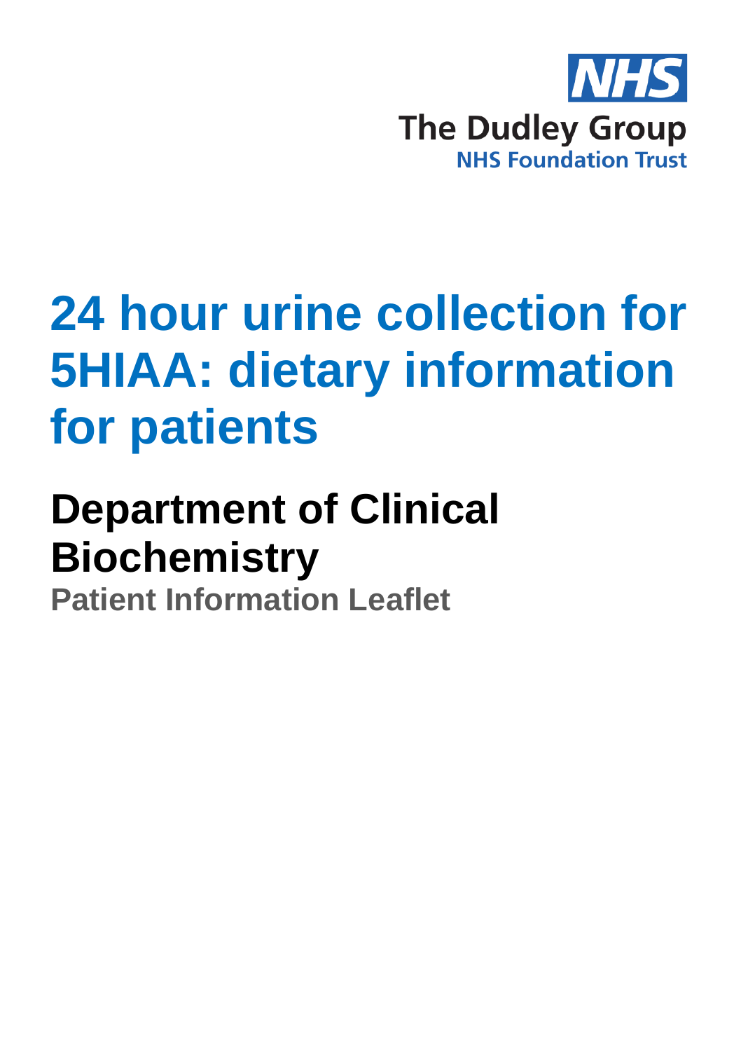NHS

The Dudley Group

NHS Foundation Trust

# 24 hour urine collection for 5HIAA: dietary information for patients

## Department of Clinical Biochemistry

### Patient Information Leaflet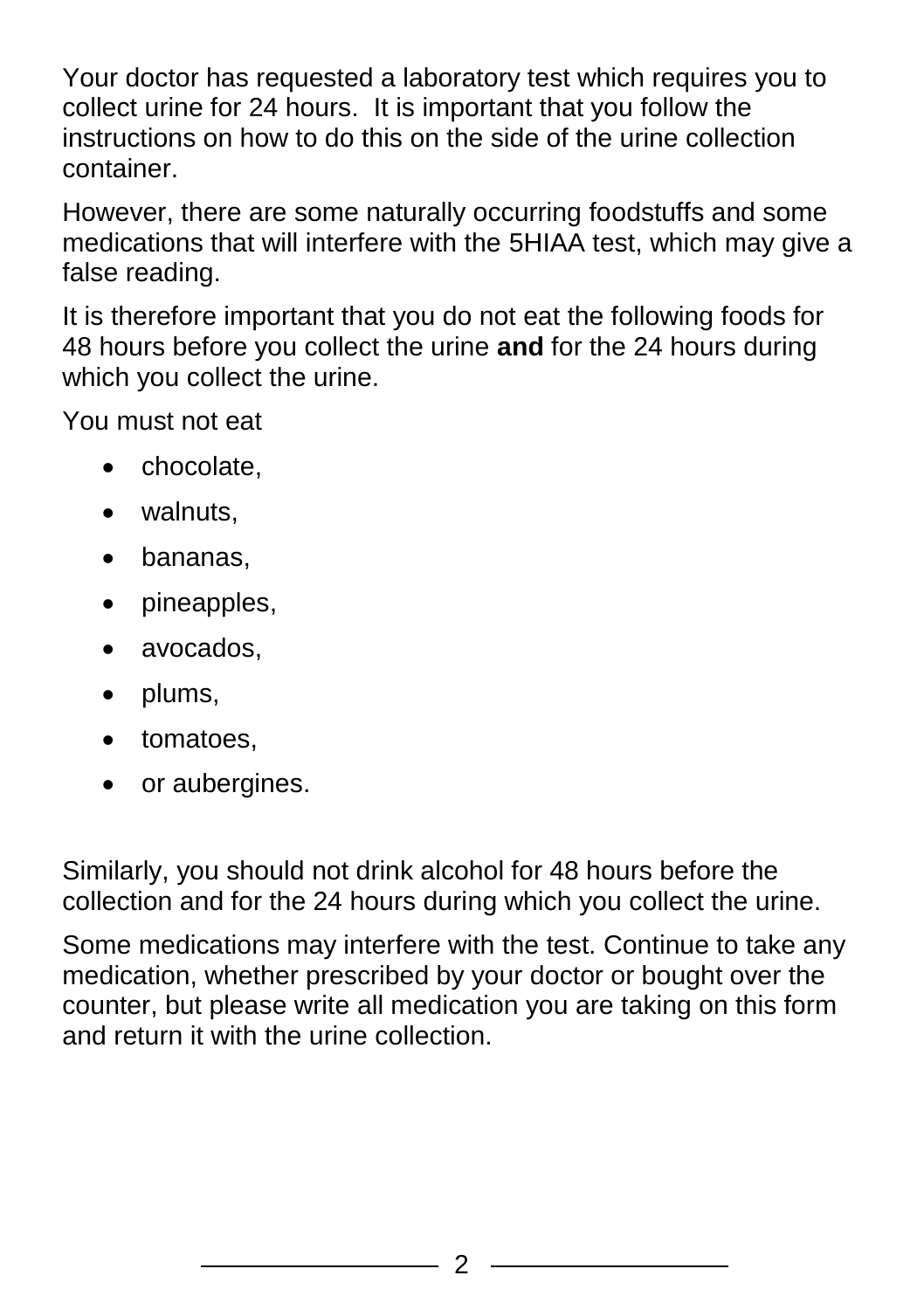Your doctor has requested a laboratory test which requires you to collect urine for 24 hours. It is important that you follow the instructions on how to do this on the side of the urine collection container.

However, there are some naturally occurring foodstuffs and some medications that will interfere with the 5HIAA test, which may give a false reading.

It is therefore important that you do not eat the following foods for 48 hours before you collect the urine **and** for the 24 hours during which you collect the urine.

You must not eat

- chocolate,
- walnuts,
- bananas,
- pineapples,
- avocados,
- plums,
- tomatoes,
- or aubergines.

Similarly, you should not drink alcohol for 48 hours before the collection and for the 24 hours during which you collect the urine.

Some medications may interfere with the test. Continue to take any medication, whether prescribed by your doctor or bought over the counter, but please write all medication you are taking on this form and return it with the urine collection.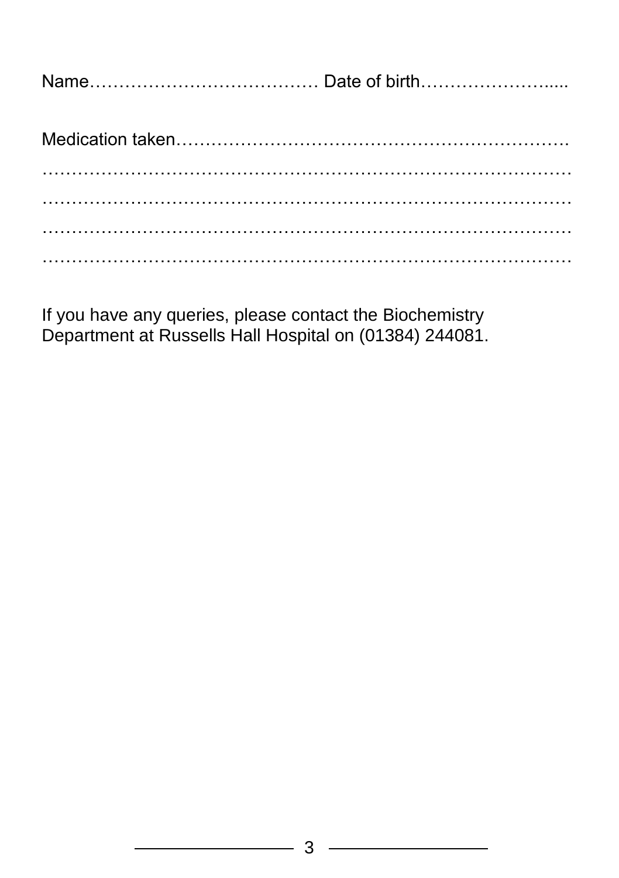Name………………………………… Date of birth…………………....

Medication taken…………………………………………………………
………………………………………………………………………………
………………………………………………………………………………
………………………………………………………………………………
………………………………………………………………………………

If you have any queries, please contact the Biochemistry Department at Russells Hall Hospital on (01384) 244081.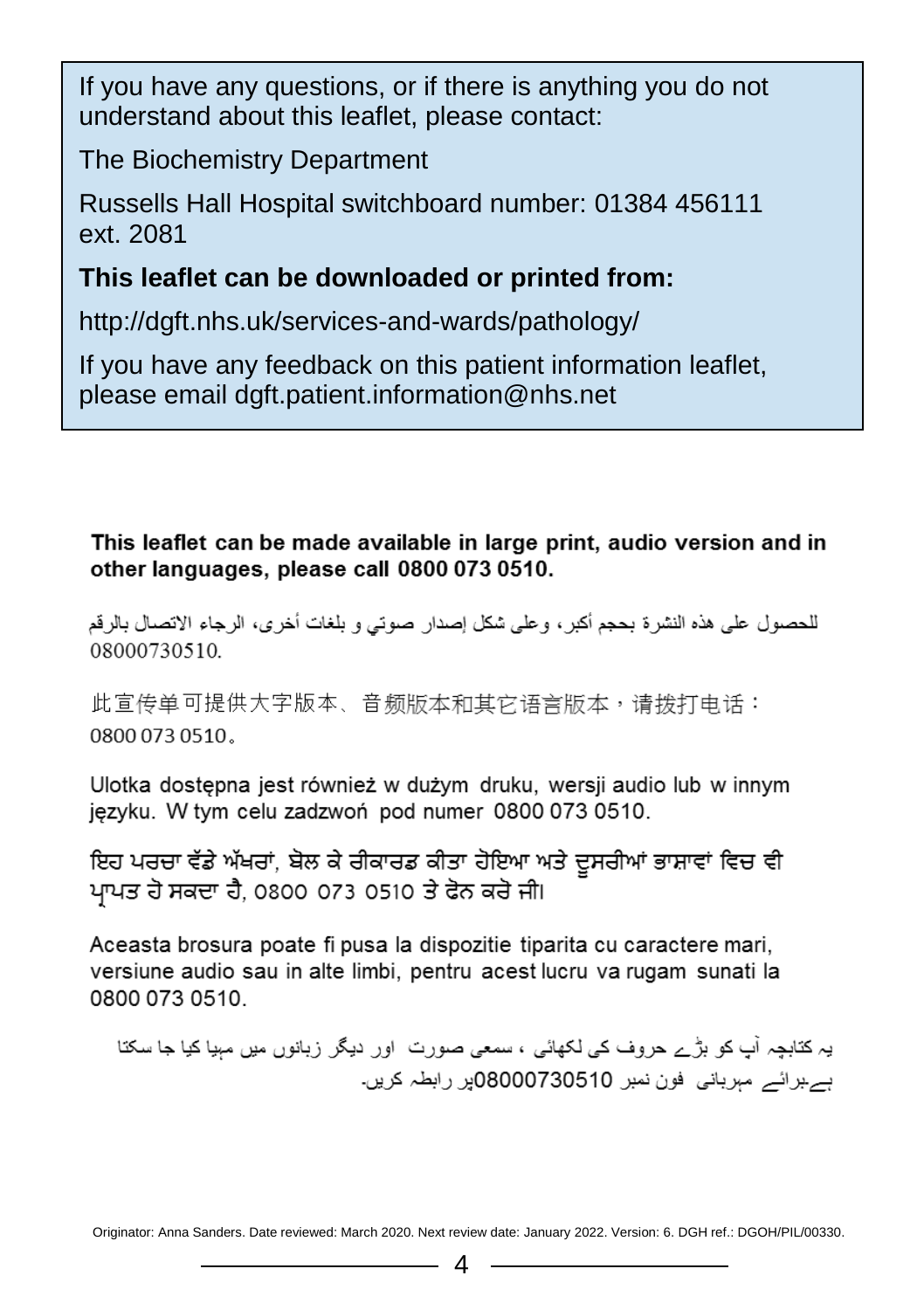If you have any questions, or if there is anything you do not understand about this leaflet, please contact:

The Biochemistry Department

Russells Hall Hospital switchboard number: 01384 456111 ext. 2081

**This leaflet can be downloaded or printed from:**

http://dgft.nhs.uk/services-and-wards/pathology/

If you have any feedback on this patient information leaflet, please email dgft.patient.information@nhs.net

**This leaflet can be made available in large print, audio version and in other languages, please call 0800 073 0510.**

للحصول على هذه النشرة بحجم أكبر، وعلى شكل إصدار صوتي و بلغات أخرى، الرجاء الاتصال بالرقم 08000730510.

此宣传单可提供大字版本、音频版本和其它语言版本，请拨打电话：0800 073 0510。

Ulotka dostępna jest również w dużym druku, wersji audio lub w innym języku. W tym celu zadzwoń pod numer 0800 073 0510.

ਇਹ ਪਰਚਾ ਵੱਡੇ ਅੱਖਰਾਂ, ਬੋਲ ਕੇ ਰੀਕਾਰਡ ਕੀਤਾ ਹੋਇਆ ਅਤੇ ਦੂਸਰੀਆਂ ਭਾਸ਼ਾਵਾਂ ਵਿਚ ਵੀ ਪ੍ਰਾਪਤ ਹੋ ਸਕਦਾ ਹੈ, 0800 073 0510 ਤੇ ਫੋਨ ਕਰੋ ਜੀ।

Aceasta brosura poate fi pusa la dispozitie tiparita cu caractere mari, versiune audio sau in alte limbi, pentru acest lucru va rugam sunati la 0800 073 0510.

یہ کتابچہ آپ کو بڑے حروف کی لکھائی ، سمعی صورت اور دیگر زبانوں میں مہیا کیا جا سکتا ہےبرائے مہربانی فون نمبر 08000730510پر رابطہ کریں۔

Originator: Anna Sanders. Date reviewed: March 2020. Next review date: January 2022. Version: 6. DGH ref.: DGOH/PIL/00330.